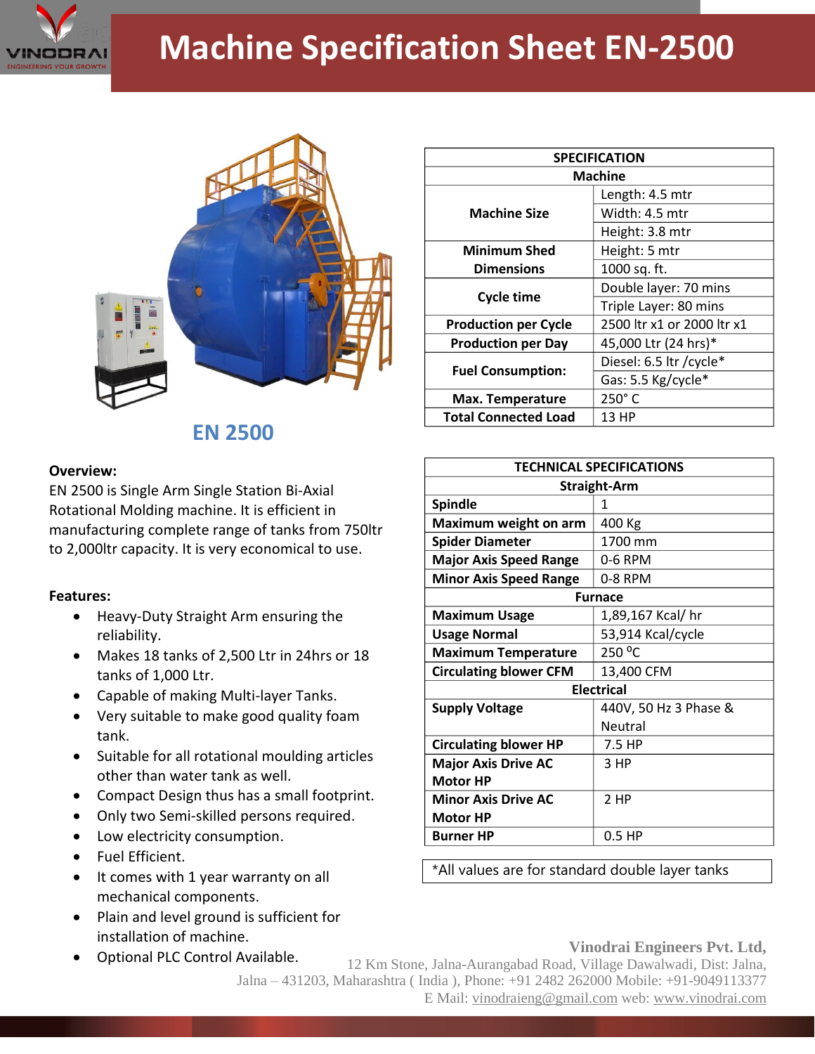# Machine Specification Sheet EN-2500

**EN 2500**

| SPECIFICATION | |
|---|---|
| **Machine** | |
| **Machine Size** | Length: 4.5 mtr |
| | Width: 4.5 mtr |
| | Height: 3.8 mtr |
| **Minimum Shed Dimensions** | Height: 5 mtr |
| | 1000 sq. ft. |
| **Cycle time** | Double layer: 70 mins |
| | Triple Layer: 80 mins |
| **Production per Cycle** | 2500 ltr x1 or 2000 ltr x1 |
| **Production per Day** | 45,000 Ltr (24 hrs)* |
| **Fuel Consumption:** | Diesel: 6.5 ltr /cycle* |
| | Gas: 5.5 Kg/cycle* |
| **Max. Temperature** | 250° C |
| **Total Connected Load** | 13 HP |

### Overview:

EN 2500 is Single Arm Single Station Bi-Axial Rotational Molding machine. It is efficient in manufacturing complete range of tanks from 750ltr to 2,000ltr capacity. It is very economical to use.

### Features:

- Heavy-Duty Straight Arm ensuring the reliability.
- Makes 18 tanks of 2,500 Ltr in 24hrs or 18 tanks of 1,000 Ltr.
- Capable of making Multi-layer Tanks.
- Very suitable to make good quality foam tank.
- Suitable for all rotational moulding articles other than water tank as well.
- Compact Design thus has a small footprint.
- Only two Semi-skilled persons required.
- Low electricity consumption.
- Fuel Efficient.
- It comes with 1 year warranty on all mechanical components.
- Plain and level ground is sufficient for installation of machine.
- Optional PLC Control Available.

| TECHNICAL SPECIFICATIONS | |
|---|---|
| **Straight-Arm** | |
| **Spindle** | 1 |
| **Maximum weight on arm** | 400 Kg |
| **Spider Diameter** | 1700 mm |
| **Major Axis Speed Range** | 0-6 RPM |
| **Minor Axis Speed Range** | 0-8 RPM |
| **Furnace** | |
| **Maximum Usage** | 1,89,167 Kcal/ hr |
| **Usage Normal** | 53,914 Kcal/cycle |
| **Maximum Temperature** | 250 °C |
| **Circulating blower CFM** | 13,400 CFM |
| **Electrical** | |
| **Supply Voltage** | 440V, 50 Hz 3 Phase & Neutral |
| **Circulating blower HP** | 7.5 HP |
| **Major Axis Drive AC Motor HP** | 3 HP |
| **Minor Axis Drive AC Motor HP** | 2 HP |
| **Burner HP** | 0.5 HP |

*All values are for standard double layer tanks

**Vinodrai Engineers Pvt. Ltd,**
12 Km Stone, Jalna-Aurangabad Road, Village Dawalwadi, Dist: Jalna, Jalna – 431203, Maharashtra ( India ), Phone: +91 2482 262000 Mobile: +91-9049113377
E Mail: vinodraieng@gmail.com web: www.vinodrai.com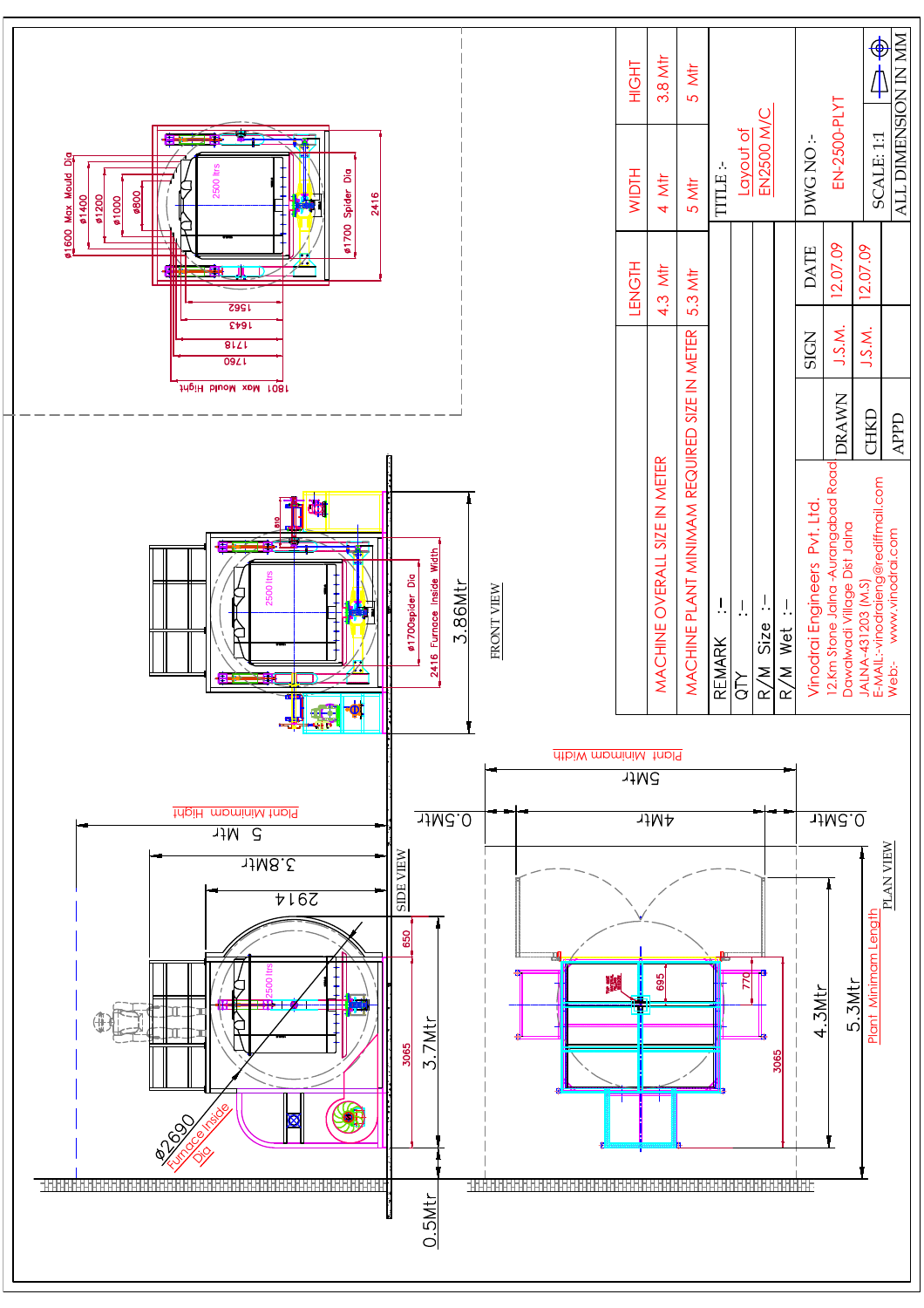| | LENGTH | WIDTH | HIGHT |
|---|---|---|---|
| MACHINE OVERALL SIZE IN METER | 4.3 Mtr | 4 Mtr | 3.8 Mtr |
| MACHINE PLANT MINIMAM REQUIRED SIZE IN METER | 5.3 Mtr | 5 Mtr | 5 Mtr |

REMARK :-

QTY :-

R/M Size :-

R/M Wet :-

TITLE :- Layout of EN2500 M/C

DWG NO :- EN-2500-PLYT

| | SIGN | DATE |
|---|---|---|
| DRAWN | J.S.M. | 12.07.09 |
| CHKD | J.S.M. | 12.07.09 |
| APPD | | |

SCALE: 1:1

ALL DIMENSION IN MM

Vinodrai Engineers Pvt. Ltd.
12.Km Stone Jalna -Aurangabad Road
Dawalwadi Village Dist Jalna
JALNA-431203 (M.S)
E-MAIL:-vinodraieng@rediffmail.com
Web:- www.vinodrai.com

SIDE VIEW

FRONT VIEW

PLAN VIEW

ø1600 Max Mould Dia
ø1400
ø1200
ø1000
ø800
2500 ltrs
ø1700 Spider Dia
2416
1562
1643
1718
1760
1801 Max Mould Hight

610
2500 ltrs
ø1700spider Dia
2416 Furnace Inside Width
3.86Mtr

5 Mtr
Plant Minimum Hight
3.8Mtr
2914
ø2690 Furnace Inside Dia
650
3065
3.7Mtr
0.5Mtr

5Mtr
Plant Minimum Width
0.5Mtr
4Mtr
0.5Mtr
695
770
3065
4.3Mtr
5.3Mtr
Plant Minimum Length